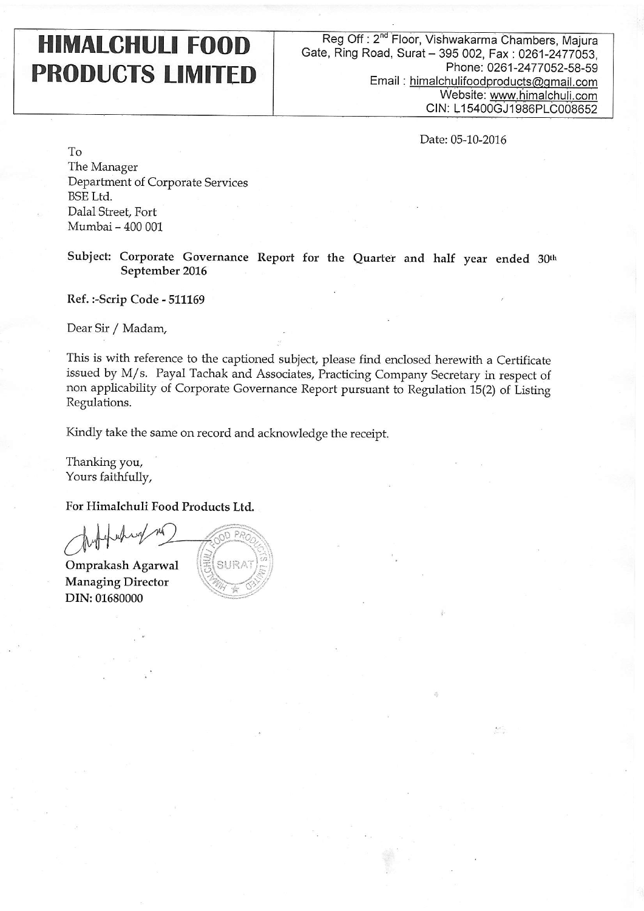# HIMALCHULI FOOD PRODUCTS LIMITED

Reg Off : 2nd Floor, Vishwakarma Chambers, Majura Gate, Ring Road, Surat – 395 002, Fax : 0261-2477053, Phone: 0261-2477052-58-59
Email : himalchulifoodproducts@gmail.com
Website: www.himalchuli.com
CIN: L15400GJ1986PLC008652

Date: 05-10-2016

To
The Manager
Department of Corporate Services
BSE Ltd.
Dalal Street, Fort
Mumbai – 400 001

**Subject: Corporate Governance Report for the Quarter and half year ended 30th September 2016**

**Ref. :-Scrip Code - 511169**

Dear Sir / Madam,

This is with reference to the captioned subject, please find enclosed herewith a Certificate issued by M/s. Payal Tachak and Associates, Practicing Company Secretary in respect of non applicability of Corporate Governance Report pursuant to Regulation 15(2) of Listing Regulations.

Kindly take the same on record and acknowledge the receipt.

Thanking you,
Yours faithfully,

**For Himalchuli Food Products Ltd.**

**Omprakash Agarwal**
**Managing Director**
**DIN: 01680000**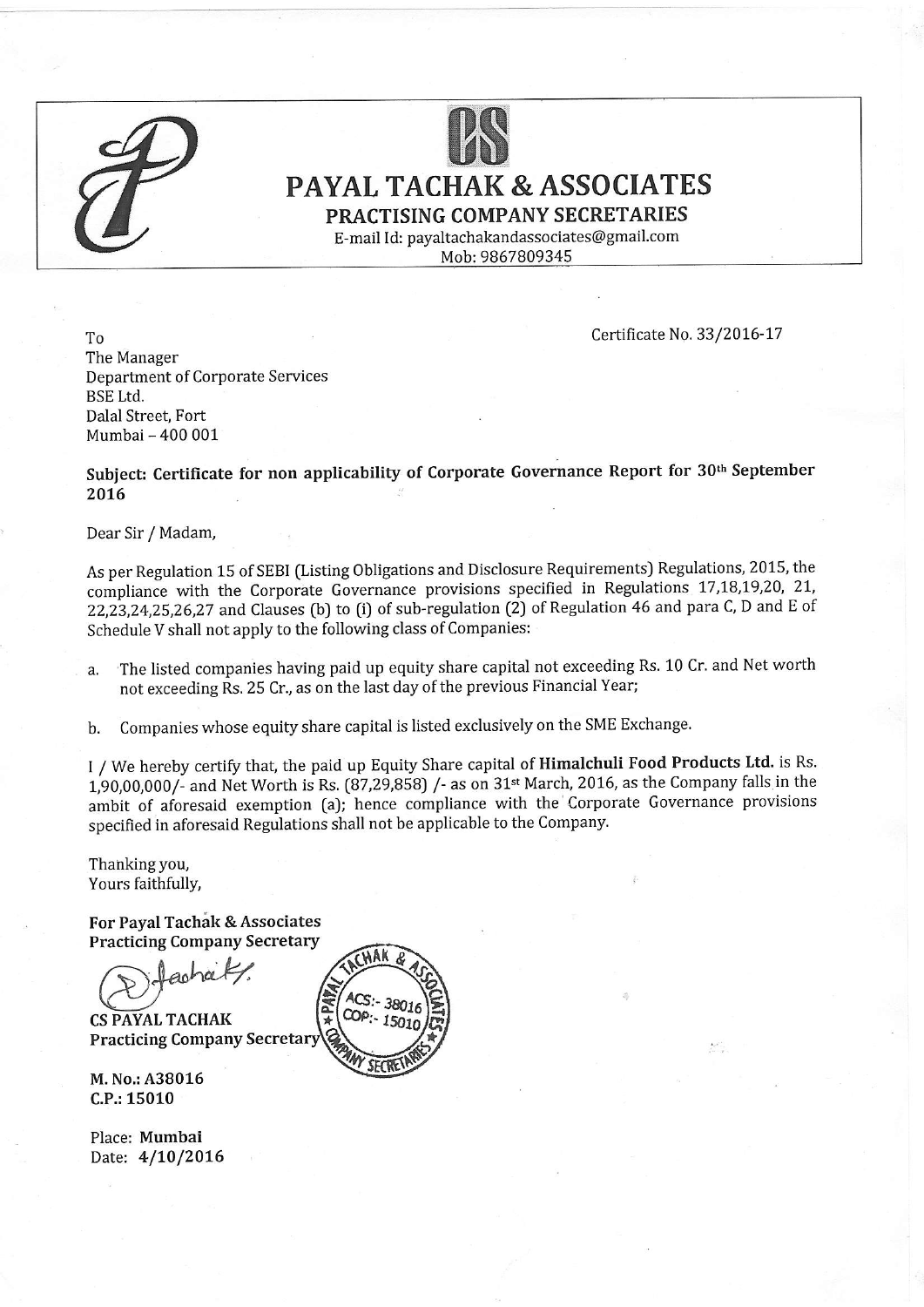# PAYAL TACHAK & ASSOCIATES

## PRACTISING COMPANY SECRETARIES

E-mail Id: payaltachakandassociates@gmail.com
Mob: 9867809345

To
The Manager
Department of Corporate Services
BSE Ltd.
Dalal Street, Fort
Mumbai – 400 001

Certificate No. 33/2016-17

**Subject: Certificate for non applicability of Corporate Governance Report for 30th September 2016**

Dear Sir / Madam,

As per Regulation 15 of SEBI (Listing Obligations and Disclosure Requirements) Regulations, 2015, the compliance with the Corporate Governance provisions specified in Regulations 17,18,19,20, 21, 22,23,24,25,26,27 and Clauses (b) to (i) of sub-regulation (2) of Regulation 46 and para C, D and E of Schedule V shall not apply to the following class of Companies:

a. The listed companies having paid up equity share capital not exceeding Rs. 10 Cr. and Net worth not exceeding Rs. 25 Cr., as on the last day of the previous Financial Year;

b. Companies whose equity share capital is listed exclusively on the SME Exchange.

I / We hereby certify that, the paid up Equity Share capital of **Himalchuli Food Products Ltd.** is Rs. 1,90,00,000/- and Net Worth is Rs. (87,29,858) /- as on 31st March, 2016, as the Company falls in the ambit of aforesaid exemption (a); hence compliance with the Corporate Governance provisions specified in aforesaid Regulations shall not be applicable to the Company.

Thanking you,
Yours faithfully,

**For Payal Tachak & Associates**
**Practicing Company Secretary**

**CS PAYAL TACHAK**
**Practicing Company Secretary**

**M. No.: A38016**
**C.P.: 15010**

Place: **Mumbai**
Date: **4/10/2016**